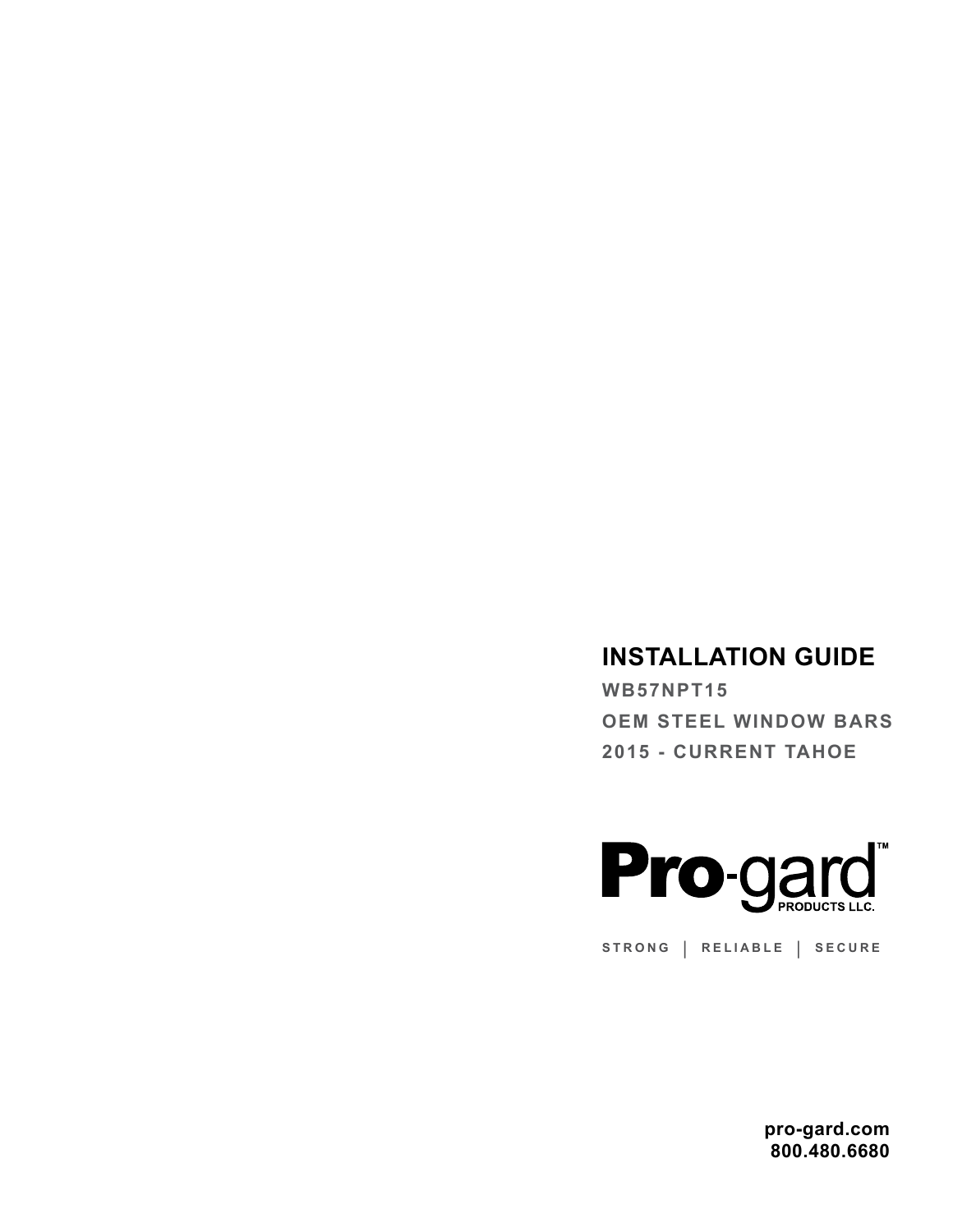# INSTALLATION GUIDE

**WB57NPT15**

**OEM STEEL WINDOW BARS**

**2015 - CURRENT TAHOE**

**Pro-gard™**
PRODUCTS LLC.

STRONG | RELIABLE | SECURE

**pro-gard.com**
**800.480.6680**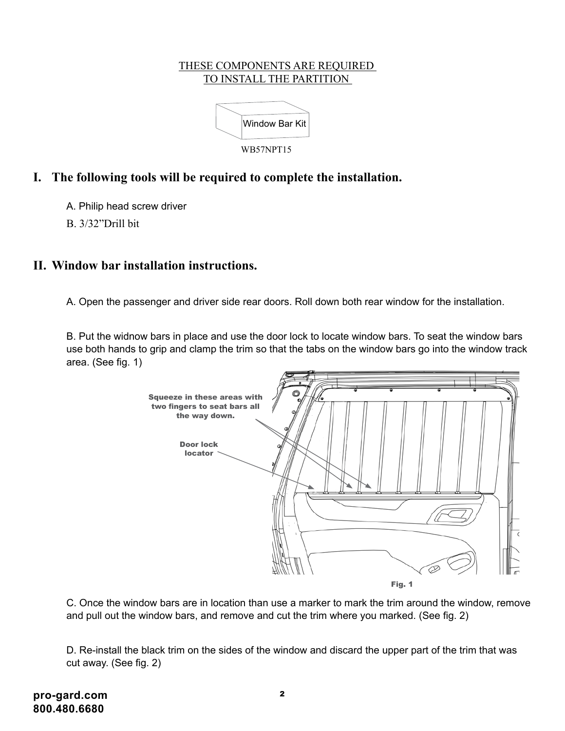THESE COMPONENTS ARE REQUIRED
TO INSTALL THE PARTITION

Window Bar Kit

WB57NPT15

## I. The following tools will be required to complete the installation.

A. Philip head screw driver

B. 3/32"Drill bit

## II. Window bar installation instructions.

A. Open the passenger and driver side rear doors. Roll down both rear window for the installation.

B. Put the widnow bars in place and use the door lock to locate window bars. To seat the window bars use both hands to grip and clamp the trim so that the tabs on the window bars go into the window track area. (See fig. 1)

Squeeze in these areas with two fingers to seat bars all the way down.

Door lock locator

Fig. 1

C. Once the window bars are in location than use a marker to mark the trim around the window, remove and pull out the window bars, and remove and cut the trim where you marked. (See fig. 2)

D. Re-install the black trim on the sides of the window and discard the upper part of the trim that was cut away. (See fig. 2)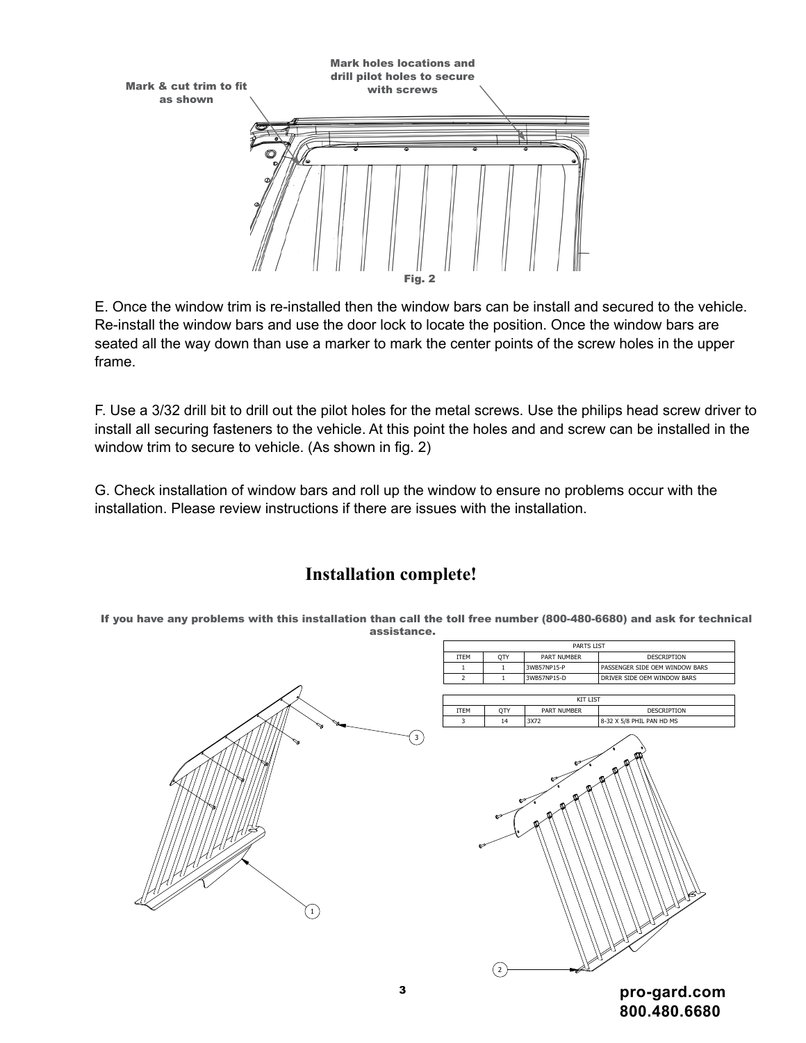Mark & cut trim to fit as shown

Mark holes locations and drill pilot holes to secure with screws

Fig. 2

E. Once the window trim is re-installed then the window bars can be install and secured to the vehicle. Re-install the window bars and use the door lock to locate the position. Once the window bars are seated all the way down than use a marker to mark the center points of the screw holes in the upper frame.

F. Use a 3/32 drill bit to drill out the pilot holes for the metal screws. Use the philips head screw driver to install all securing fasteners to the vehicle. At this point the holes and and screw can be installed in the window trim to secure to vehicle. (As shown in fig. 2)

G. Check installation of window bars and roll up the window to ensure no problems occur with the installation. Please review instructions if there are issues with the installation.

# Installation complete!

**If you have any problems with this installation than call the toll free number (800-480-6680) and ask for technical assistance.**

| PARTS LIST | | | |
|---|---|---|---|
| ITEM | QTY | PART NUMBER | DESCRIPTION |
| 1 | 1 | 3WB57NP15-P | PASSENGER SIDE OEM WINDOW BARS |
| 2 | 1 | 3WB57NP15-D | DRIVER SIDE OEM WINDOW BARS |

| KIT LIST | | | |
|---|---|---|---|
| ITEM | QTY | PART NUMBER | DESCRIPTION |
| 3 | 14 | 3X72 | 8-32 X 5/8 PHIL PAN HD MS |

3

1

2

**pro-gard.com**
**800.480.6680**